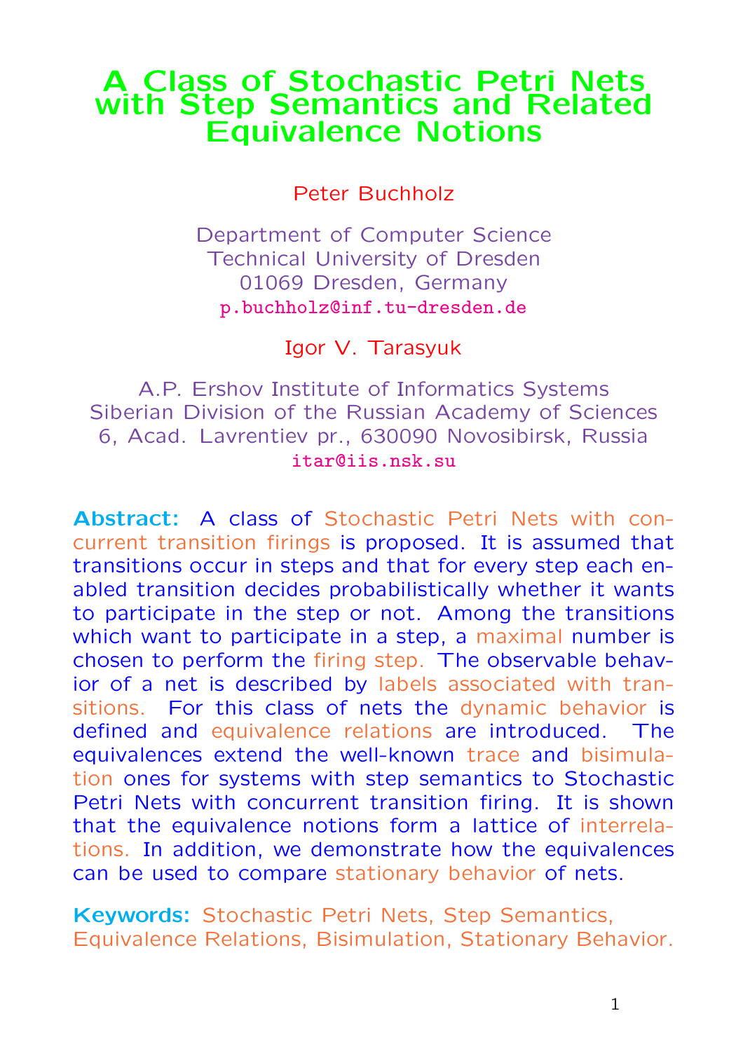# A Class of Stochastic Petri Nets with Step Semantics and Related Equivalence Notions

Peter Buchholz

Department of Computer Science
Technical University of Dresden
01069 Dresden, Germany
p.buchholz@inf.tu-dresden.de

Igor V. Tarasyuk

A.P. Ershov Institute of Informatics Systems
Siberian Division of the Russian Academy of Sciences
6, Acad. Lavrentiev pr., 630090 Novosibirsk, Russia
itar@iis.nsk.su

**Abstract:** A class of Stochastic Petri Nets with concurrent transition firings is proposed. It is assumed that transitions occur in steps and that for every step each enabled transition decides probabilistically whether it wants to participate in the step or not. Among the transitions which want to participate in a step, a maximal number is chosen to perform the firing step. The observable behavior of a net is described by labels associated with transitions. For this class of nets the dynamic behavior is defined and equivalence relations are introduced. The equivalences extend the well-known trace and bisimulation ones for systems with step semantics to Stochastic Petri Nets with concurrent transition firing. It is shown that the equivalence notions form a lattice of interrelations. In addition, we demonstrate how the equivalences can be used to compare stationary behavior of nets.

**Keywords:** Stochastic Petri Nets, Step Semantics, Equivalence Relations, Bisimulation, Stationary Behavior.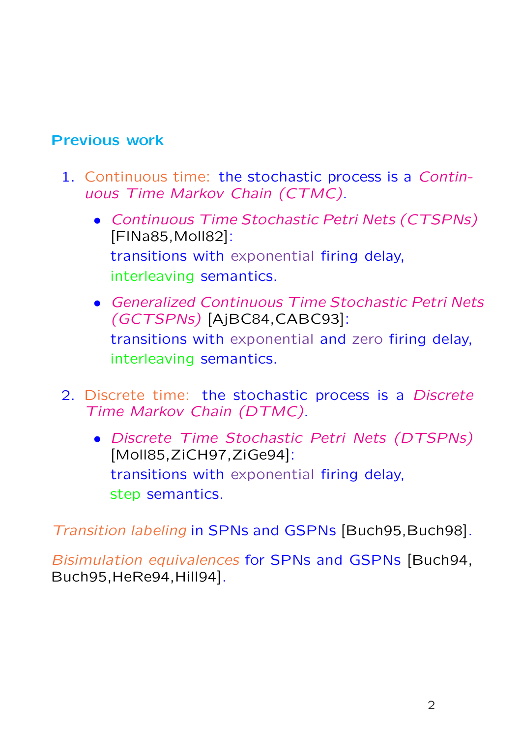## Previous work

1. Continuous time: the stochastic process is a *Continuous Time Markov Chain (CTMC)*.

   - *Continuous Time Stochastic Petri Nets (CTSPNs)* [FlNa85,Moll82]:
     transitions with exponential firing delay,
     interleaving semantics.

   - *Generalized Continuous Time Stochastic Petri Nets (GCTSPNs)* [AjBC84,CABC93]:
     transitions with exponential and zero firing delay,
     interleaving semantics.

2. Discrete time: the stochastic process is a *Discrete Time Markov Chain (DTMC)*.

   - *Discrete Time Stochastic Petri Nets (DTSPNs)* [Moll85,ZiCH97,ZiGe94]:
     transitions with exponential firing delay,
     step semantics.

*Transition labeling* in SPNs and GSPNs [Buch95,Buch98].

*Bisimulation equivalences* for SPNs and GSPNs [Buch94, Buch95,HeRe94,Hill94].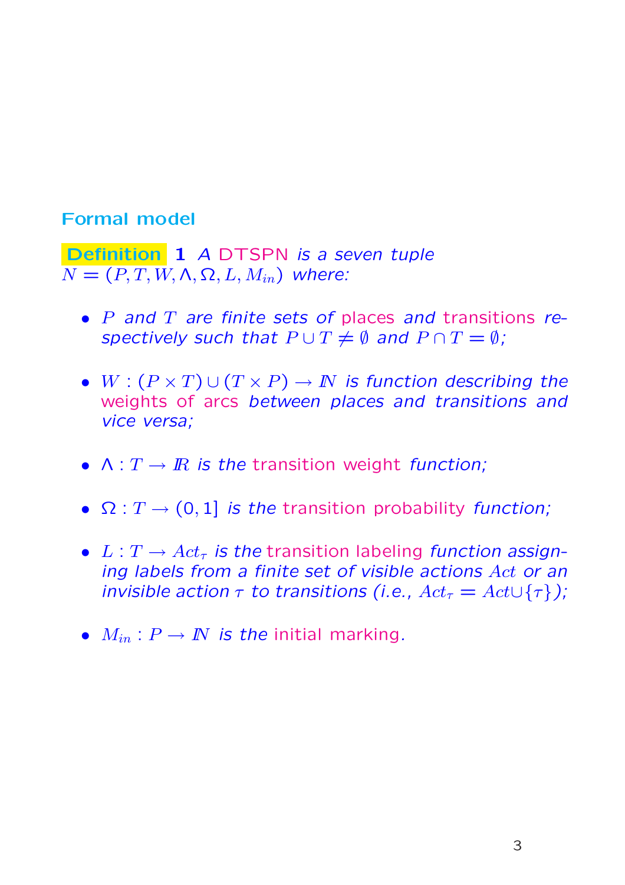## Formal model

**Definition 1** *A DTSPN is a seven tuple $N = (P, T, W, \Lambda, \Omega, L, M_{in})$ where:*

- *$P$ and $T$ are finite sets of places and transitions respectively such that $P \cup T \neq \emptyset$ and $P \cap T = \emptyset$;*

- *$W : (P \times T) \cup (T \times P) \rightarrow \mathbb{N}$ is function describing the weights of arcs between places and transitions and vice versa;*

- *$\Lambda : T \rightarrow \mathbb{R}$ is the transition weight function;*

- *$\Omega : T \rightarrow (0, 1]$ is the transition probability function;*

- *$L : T \rightarrow Act_\tau$ is the transition labeling function assigning labels from a finite set of visible actions $Act$ or an invisible action $\tau$ to transitions (i.e., $Act_\tau = Act \cup \{\tau\}$);*

- *$M_{in} : P \rightarrow \mathbb{N}$ is the initial marking.*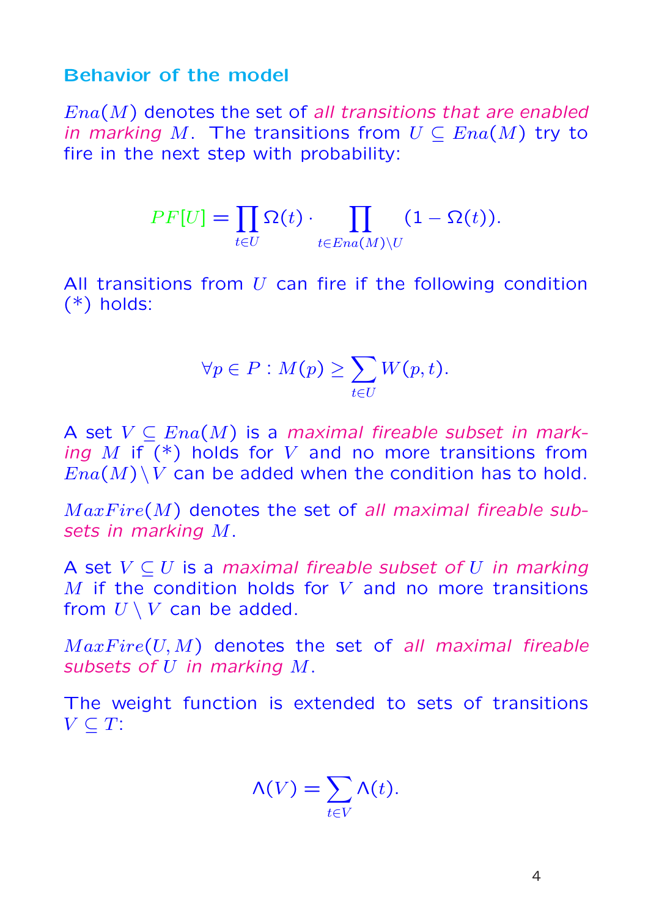## Behavior of the model

$Ena(M)$ denotes the set of *all transitions that are enabled in marking $M$*. The transitions from $U \subseteq Ena(M)$ try to fire in the next step with probability:

$$PF[U] = \prod_{t \in U} \Omega(t) \cdot \prod_{t \in Ena(M) \setminus U} (1 - \Omega(t)).$$

All transitions from $U$ can fire if the following condition (*) holds:

$$\forall p \in P : M(p) \geq \sum_{t \in U} W(p,t).$$

A set $V \subseteq Ena(M)$ is a *maximal fireable subset in marking $M$* if (*) holds for $V$ and no more transitions from $Ena(M) \setminus V$ can be added when the condition has to hold.

$MaxFire(M)$ denotes the set of *all maximal fireable subsets in marking $M$*.

A set $V \subseteq U$ is a *maximal fireable subset of $U$ in marking $M$* if the condition holds for $V$ and no more transitions from $U \setminus V$ can be added.

$MaxFire(U, M)$ denotes the set of *all maximal fireable subsets of $U$ in marking $M$*.

The weight function is extended to sets of transitions $V \subseteq T$:

$$\Lambda(V) = \sum_{t \in V} \Lambda(t).$$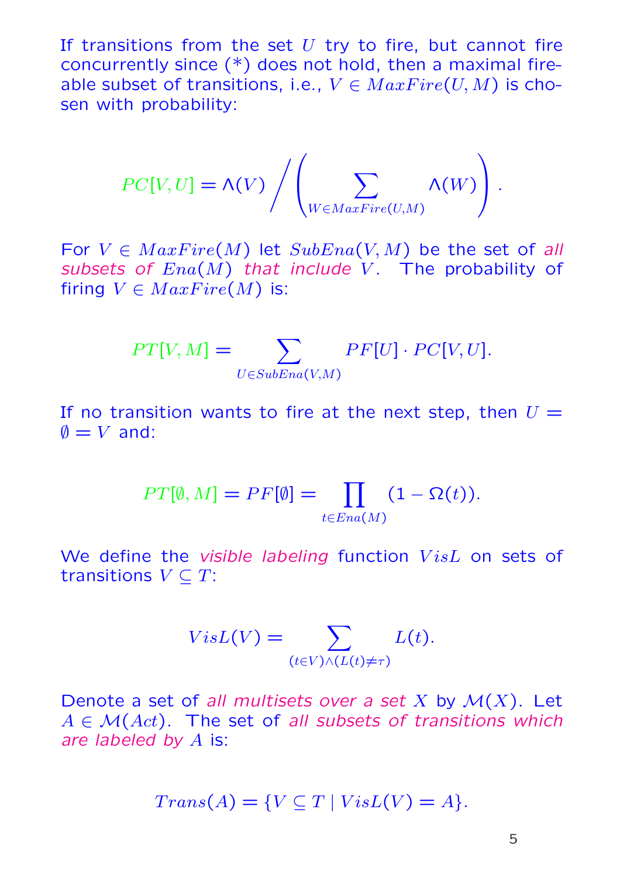If transitions from the set $U$ try to fire, but cannot fire concurrently since (*) does not hold, then a maximal fireable subset of transitions, i.e., $V \in MaxFire(U, M)$ is chosen with probability:

$$PC[V, U] = \Lambda(V) \Bigg/ \left( \sum_{W \in MaxFire(U,M)} \Lambda(W) \right).$$

For $V \in MaxFire(M)$ let $SubEna(V, M)$ be the set of *all subsets of* $Ena(M)$ *that include* $V$. The probability of firing $V \in MaxFire(M)$ is:

$$PT[V, M] = \sum_{U \in SubEna(V,M)} PF[U] \cdot PC[V, U].$$

If no transition wants to fire at the next step, then $U = \emptyset = V$ and:

$$PT[\emptyset, M] = PF[\emptyset] = \prod_{t \in Ena(M)} (1 - \Omega(t)).$$

We define the *visible labeling* function $VisL$ on sets of transitions $V \subseteq T$:

$$VisL(V) = \sum_{(t \in V) \wedge (L(t) \neq \tau)} L(t).$$

Denote a set of *all multisets over a set* $X$ by $\mathcal{M}(X)$. Let $A \in \mathcal{M}(Act)$. The set of *all subsets of transitions which are labeled by* $A$ is:

$$Trans(A) = \{V \subseteq T \mid VisL(V) = A\}.$$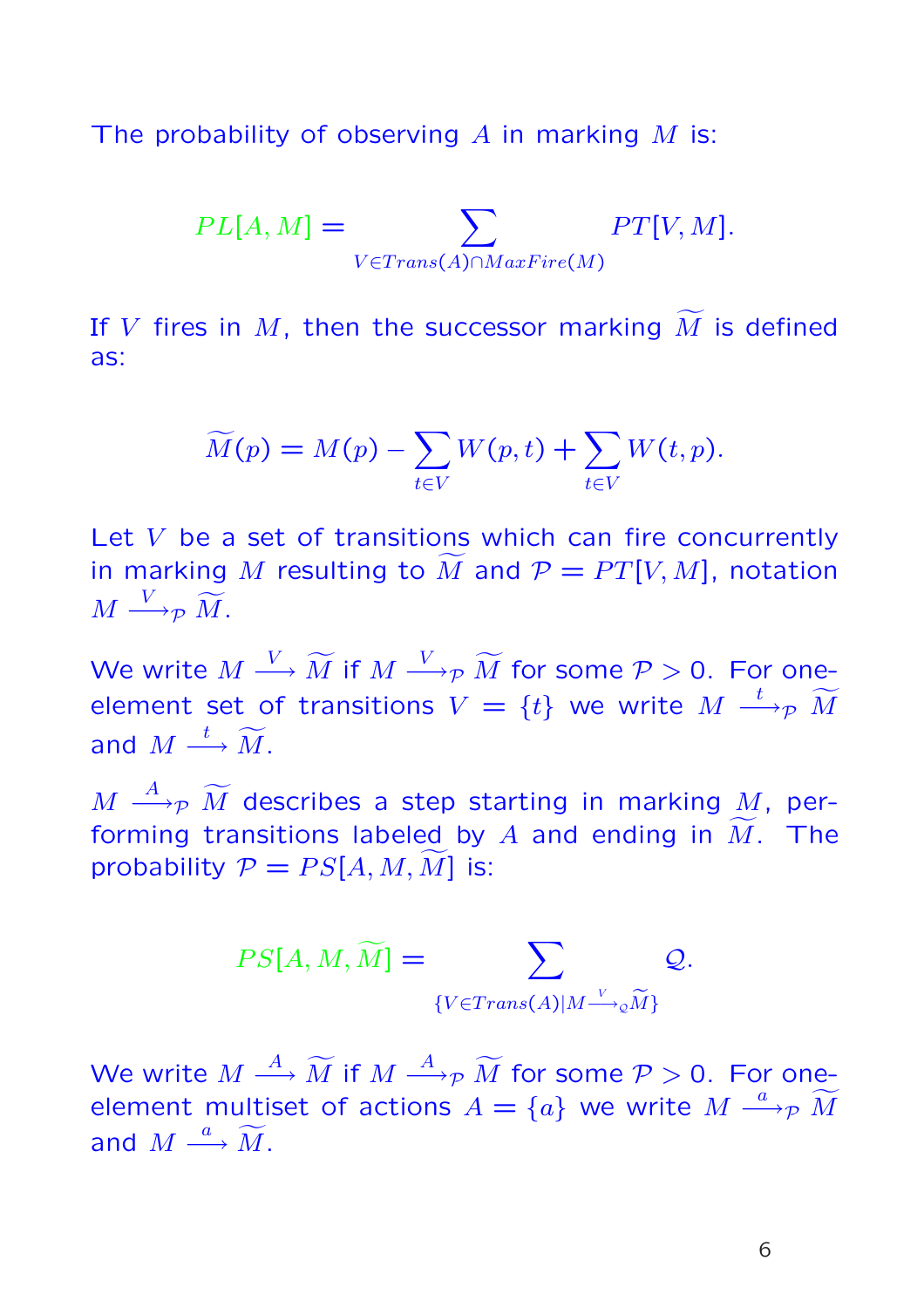The probability of observing $A$ in marking $M$ is:

$$PL[A, M] = \sum_{V \in Trans(A) \cap MaxFire(M)} PT[V, M].$$

If $V$ fires in $M$, then the successor marking $\widetilde{M}$ is defined as:

$$\widetilde{M}(p) = M(p) - \sum_{t \in V} W(p, t) + \sum_{t \in V} W(t, p).$$

Let $V$ be a set of transitions which can fire concurrently in marking $M$ resulting to $\widetilde{M}$ and $\mathcal{P} = PT[V, M]$, notation $M \xrightarrow{V}_{\mathcal{P}} \widetilde{M}$.

We write $M \xrightarrow{V} \widetilde{M}$ if $M \xrightarrow{V}_{\mathcal{P}} \widetilde{M}$ for some $\mathcal{P} > 0$. For one-element set of transitions $V = \{t\}$ we write $M \xrightarrow{t}_{\mathcal{P}} \widetilde{M}$ and $M \xrightarrow{t} \widetilde{M}$.

$M \xrightarrow{A}_{\mathcal{P}} \widetilde{M}$ describes a step starting in marking $M$, performing transitions labeled by $A$ and ending in $\widetilde{M}$. The probability $\mathcal{P} = PS[A, M, \widetilde{M}]$ is:

$$PS[A, M, \widetilde{M}] = \sum_{\{V \in Trans(A) | M \xrightarrow{V}_{\mathcal{Q}} \widetilde{M}\}} \mathcal{Q}.$$

We write $M \xrightarrow{A} \widetilde{M}$ if $M \xrightarrow{A}_{\mathcal{P}} \widetilde{M}$ for some $\mathcal{P} > 0$. For one-element multiset of actions $A = \{a\}$ we write $M \xrightarrow{a}_{\mathcal{P}} \widetilde{M}$ and $M \xrightarrow{a} \widetilde{M}$.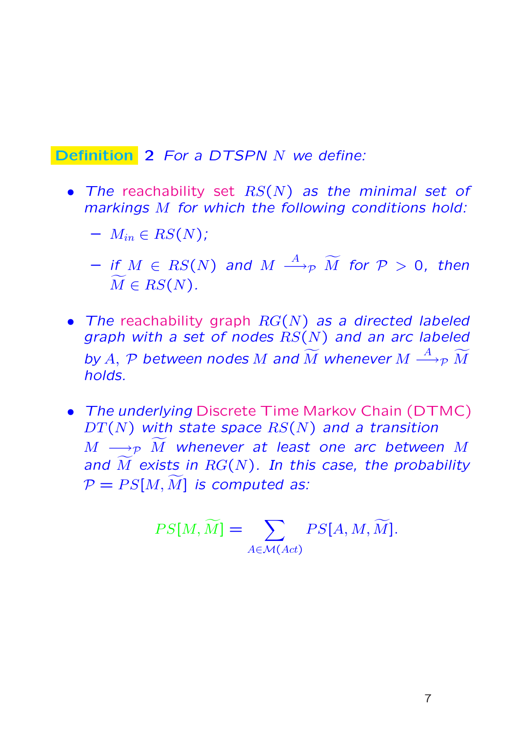**Definition 2** *For a DTSPN $N$ we define:*

- *The reachability set $RS(N)$ as the minimal set of markings $M$ for which the following conditions hold:*
  - $M_{in} \in RS(N)$;
  - *if $M \in RS(N)$ and $M \xrightarrow{A}_{\mathcal{P}} \widetilde{M}$ for $\mathcal{P} > 0$, then $\widetilde{M} \in RS(N)$.*

- *The reachability graph $RG(N)$ as a directed labeled graph with a set of nodes $RS(N)$ and an arc labeled by $A$, $\mathcal{P}$ between nodes $M$ and $\widetilde{M}$ whenever $M \xrightarrow{A}_{\mathcal{P}} \widetilde{M}$ holds.*

- *The underlying Discrete Time Markov Chain (DTMC) $DT(N)$ with state space $RS(N)$ and a transition $M \longrightarrow_{\mathcal{P}} \widetilde{M}$ whenever at least one arc between $M$ and $\widetilde{M}$ exists in $RG(N)$. In this case, the probability $\mathcal{P} = PS[M, \widetilde{M}]$ is computed as:*

$$PS[M, \widetilde{M}] = \sum_{A \in \mathcal{M}(Act)} PS[A, M, \widetilde{M}].$$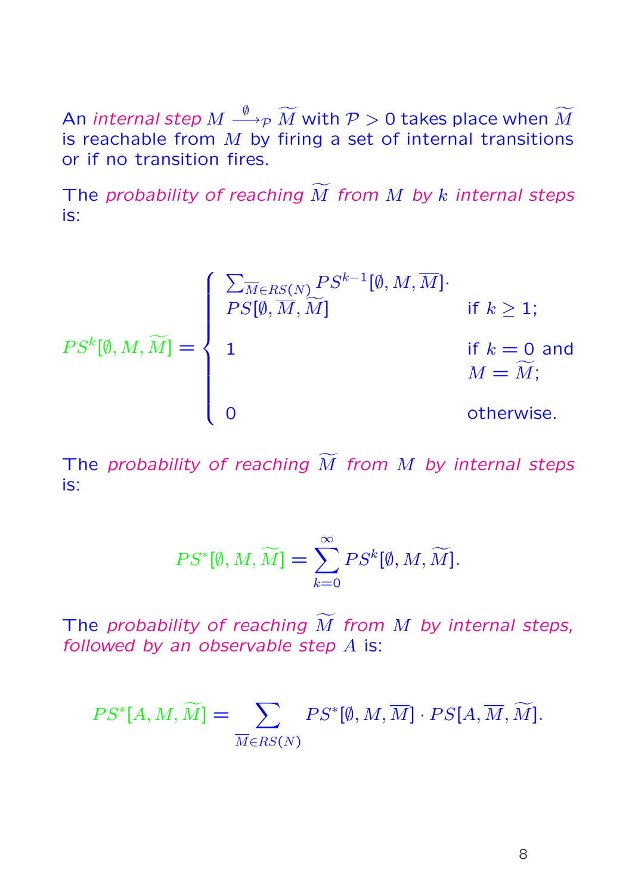An *internal step* $M \xrightarrow{\emptyset}_{\mathcal{P}} \widetilde{M}$ with $\mathcal{P} > 0$ takes place when $\widetilde{M}$ is reachable from $M$ by firing a set of internal transitions or if no transition fires.

The *probability of reaching* $\widetilde{M}$ *from* $M$ *by* $k$ *internal steps* is:

$$PS^k[\emptyset, M, \widetilde{M}] = \begin{cases} \sum_{\overline{M} \in RS(N)} PS^{k-1}[\emptyset, M, \overline{M}] \cdot PS[\emptyset, \overline{M}, \widetilde{M}] & \text{if } k \geq 1; \\ 1 & \text{if } k = 0 \text{ and } M = \widetilde{M}; \\ 0 & \text{otherwise.} \end{cases}$$

The *probability of reaching* $\widetilde{M}$ *from* $M$ *by internal steps* is:

$$PS^*[\emptyset, M, \widetilde{M}] = \sum_{k=0}^{\infty} PS^k[\emptyset, M, \widetilde{M}].$$

The *probability of reaching* $\widetilde{M}$ *from* $M$ *by internal steps, followed by an observable step* $A$ is:

$$PS^*[A, M, \widetilde{M}] = \sum_{\overline{M} \in RS(N)} PS^*[\emptyset, M, \overline{M}] \cdot PS[A, \overline{M}, \widetilde{M}].$$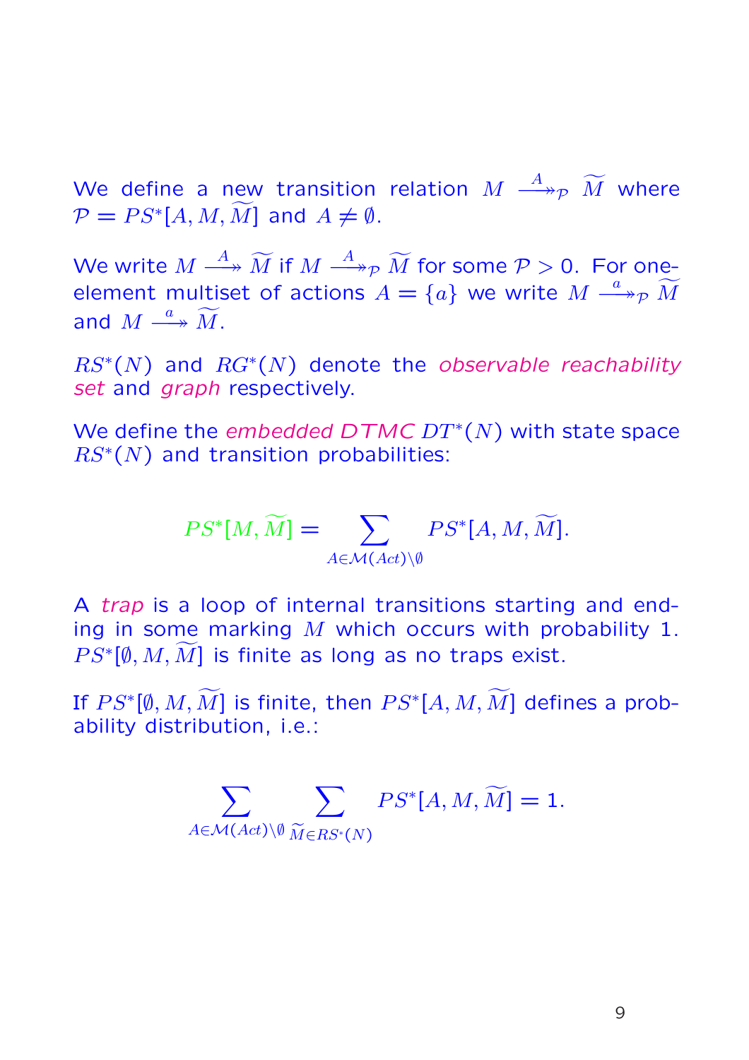We define a new transition relation $M \xrightarrow{A}\!\!\!\rightarrow_{\mathcal{P}} \widetilde{M}$ where $\mathcal{P} = PS^*[A, M, \widetilde{M}]$ and $A \neq \emptyset$.

We write $M \xrightarrow{A}\!\!\!\rightarrow \widetilde{M}$ if $M \xrightarrow{A}\!\!\!\rightarrow_{\mathcal{P}} \widetilde{M}$ for some $\mathcal{P} > 0$. For one-element multiset of actions $A = \{a\}$ we write $M \xrightarrow{a}\!\!\!\rightarrow_{\mathcal{P}} \widetilde{M}$ and $M \xrightarrow{a}\!\!\!\rightarrow \widetilde{M}$.

$RS^*(N)$ and $RG^*(N)$ denote the *observable reachability set* and *graph* respectively.

We define the *embedded DTMC* $DT^*(N)$ with state space $RS^*(N)$ and transition probabilities:

$$PS^*[M, \widetilde{M}] = \sum_{A \in \mathcal{M}(Act) \setminus \emptyset} PS^*[A, M, \widetilde{M}].$$

A *trap* is a loop of internal transitions starting and ending in some marking $M$ which occurs with probability 1. $PS^*[\emptyset, M, \widetilde{M}]$ is finite as long as no traps exist.

If $PS^*[\emptyset, M, \widetilde{M}]$ is finite, then $PS^*[A, M, \widetilde{M}]$ defines a probability distribution, i.e.:

$$\sum_{A \in \mathcal{M}(Act) \setminus \emptyset} \; \sum_{\widetilde{M} \in RS^*(N)} PS^*[A, M, \widetilde{M}] = 1.$$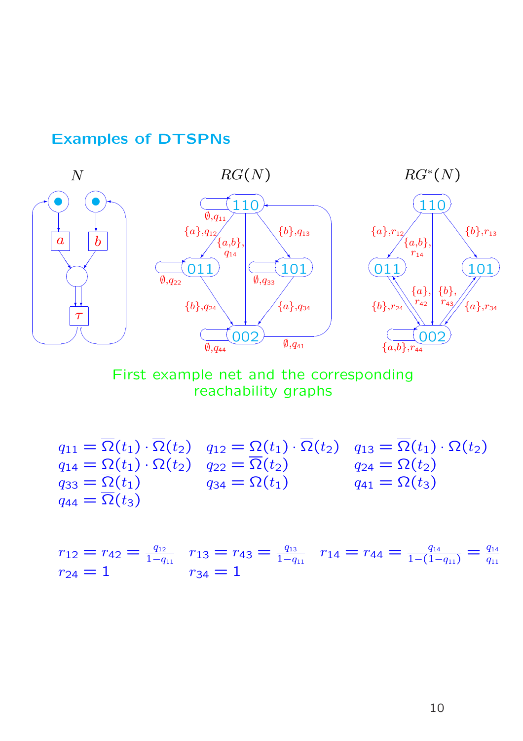## Examples of DTSPNs

$N$

$RG(N)$

$RG^*(N)$

First example net and the corresponding reachability graphs

$q_{11} = \overline{\Omega}(t_1) \cdot \overline{\Omega}(t_2)$ $\quad q_{12} = \Omega(t_1) \cdot \overline{\Omega}(t_2)$ $\quad q_{13} = \overline{\Omega}(t_1) \cdot \Omega(t_2)$

$q_{14} = \Omega(t_1) \cdot \Omega(t_2)$ $\quad q_{22} = \overline{\Omega}(t_2)$ $\quad q_{24} = \Omega(t_2)$

$q_{33} = \overline{\Omega}(t_1)$ $\quad q_{34} = \Omega(t_1)$ $\quad q_{41} = \Omega(t_3)$

$q_{44} = \overline{\Omega}(t_3)$

$r_{12} = r_{42} = \frac{q_{12}}{1-q_{11}}$ $\quad r_{13} = r_{43} = \frac{q_{13}}{1-q_{11}}$ $\quad r_{14} = r_{44} = \frac{q_{14}}{1-(1-q_{11})} = \frac{q_{14}}{q_{11}}$

$r_{24} = 1$ $\quad r_{34} = 1$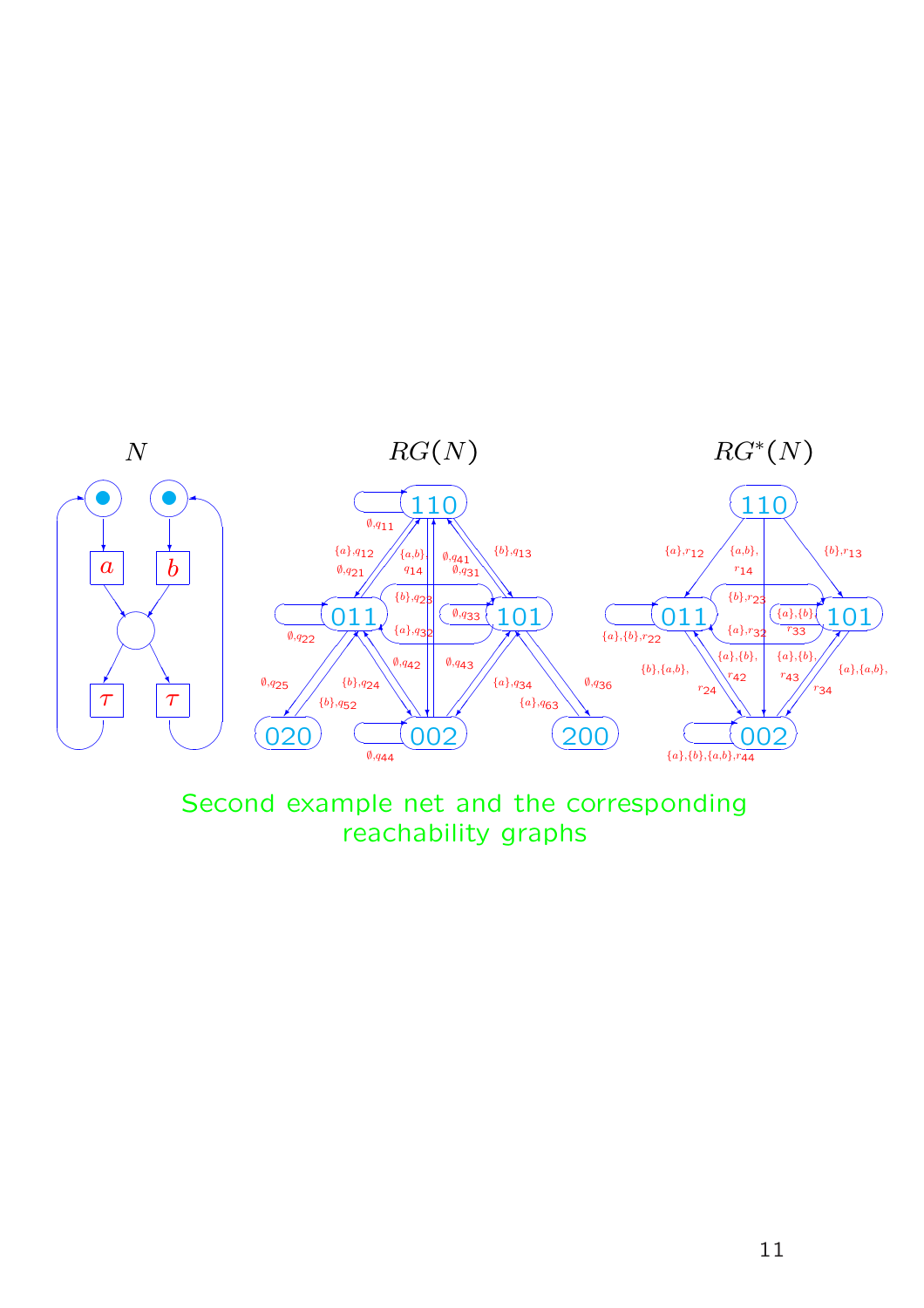$N$

$a$ $b$

$\tau$ $\tau$

$RG(N)$

110 011 101 020 002 200

$\emptyset, q_{11}$ $\{a\}, q_{12}$ $\emptyset, q_{21}$ $\{a,b\}, q_{14}$ $\emptyset, q_{41}$ $\emptyset, q_{31}$ $\{b\}, q_{13}$ $\{b\}, q_{23}$ $\emptyset, q_{33}$ $\emptyset, q_{22}$ $\{a\}, q_{32}$ $\emptyset, q_{42}$ $\emptyset, q_{43}$ $\emptyset, q_{25}$ $\{b\}, q_{24}$ $\{b\}, q_{52}$ $\{a\}, q_{34}$ $\{a\}, q_{63}$ $\emptyset, q_{36}$ $\emptyset, q_{44}$

$RG^*(N)$

110 011 101 002

$\{a\}, r_{12}$ $\{a,b\}, r_{14}$ $\{b\}, r_{13}$ $\{b\}, r_{23}$ $\{a\}, \{b\}, r_{33}$ $\{a\}, \{b\}, r_{22}$ $\{a\}, r_{32}$ $\{a\}, \{b\}, r_{42}$ $\{a\}, \{b\}, r_{43}$ $\{b\}, \{a,b\}, r_{24}$ $\{a\}, \{a,b\}, r_{34}$ $\{a\}, \{b\}, \{a,b\}, r_{44}$

Second example net and the corresponding reachability graphs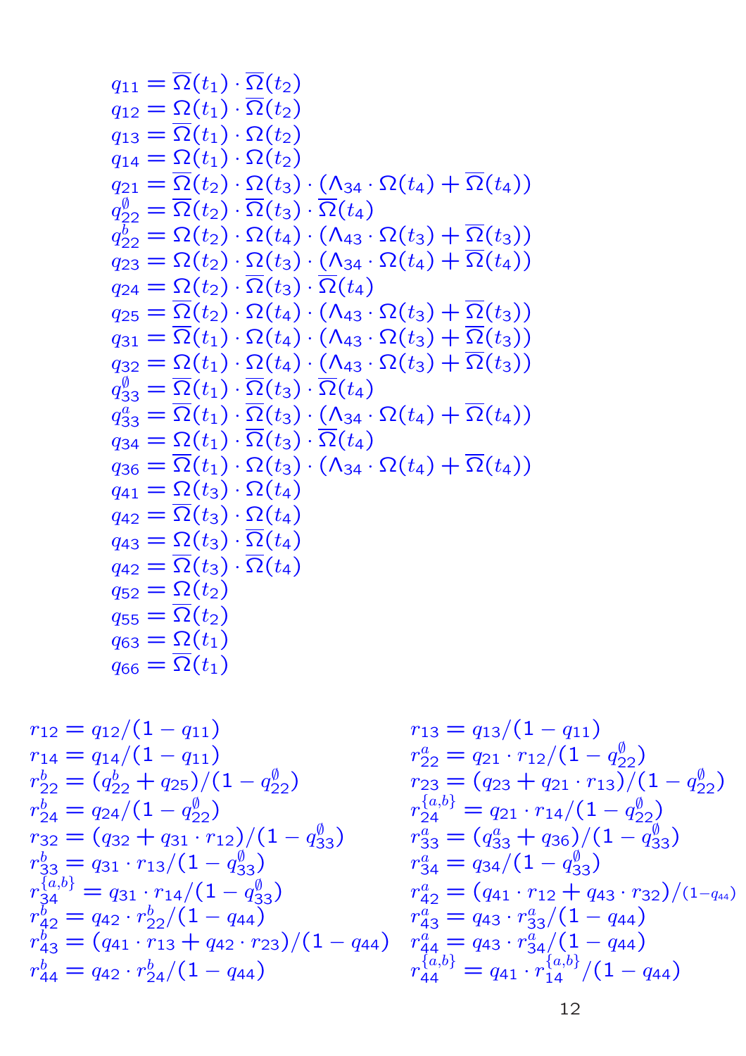$$q_{11} = \overline{\Omega}(t_1) \cdot \overline{\Omega}(t_2)$$
$$q_{12} = \Omega(t_1) \cdot \overline{\Omega}(t_2)$$
$$q_{13} = \overline{\Omega}(t_1) \cdot \Omega(t_2)$$
$$q_{14} = \Omega(t_1) \cdot \Omega(t_2)$$
$$q_{21} = \overline{\Omega}(t_2) \cdot \Omega(t_3) \cdot (\Lambda_{34} \cdot \Omega(t_4) + \overline{\Omega}(t_4))$$
$$q_{22}^{\emptyset} = \overline{\Omega}(t_2) \cdot \overline{\Omega}(t_3) \cdot \overline{\Omega}(t_4)$$
$$q_{22}^{b} = \Omega(t_2) \cdot \Omega(t_4) \cdot (\Lambda_{43} \cdot \Omega(t_3) + \overline{\Omega}(t_3))$$
$$q_{23} = \Omega(t_2) \cdot \Omega(t_3) \cdot (\Lambda_{34} \cdot \Omega(t_4) + \overline{\Omega}(t_4))$$
$$q_{24} = \Omega(t_2) \cdot \overline{\Omega}(t_3) \cdot \overline{\Omega}(t_4)$$
$$q_{25} = \overline{\Omega}(t_2) \cdot \Omega(t_4) \cdot (\Lambda_{43} \cdot \Omega(t_3) + \overline{\Omega}(t_3))$$
$$q_{31} = \overline{\Omega}(t_1) \cdot \Omega(t_4) \cdot (\Lambda_{43} \cdot \Omega(t_3) + \overline{\Omega}(t_3))$$
$$q_{32} = \Omega(t_1) \cdot \Omega(t_4) \cdot (\Lambda_{43} \cdot \Omega(t_3) + \overline{\Omega}(t_3))$$
$$q_{33}^{\emptyset} = \overline{\Omega}(t_1) \cdot \overline{\Omega}(t_3) \cdot \overline{\Omega}(t_4)$$
$$q_{33}^{a} = \overline{\Omega}(t_1) \cdot \overline{\Omega}(t_3) \cdot (\Lambda_{34} \cdot \Omega(t_4) + \overline{\Omega}(t_4))$$
$$q_{34} = \Omega(t_1) \cdot \overline{\Omega}(t_3) \cdot \overline{\Omega}(t_4)$$
$$q_{36} = \overline{\Omega}(t_1) \cdot \Omega(t_3) \cdot (\Lambda_{34} \cdot \Omega(t_4) + \overline{\Omega}(t_4))$$
$$q_{41} = \Omega(t_3) \cdot \Omega(t_4)$$
$$q_{42} = \overline{\Omega}(t_3) \cdot \Omega(t_4)$$
$$q_{43} = \Omega(t_3) \cdot \overline{\Omega}(t_4)$$
$$q_{42} = \overline{\Omega}(t_3) \cdot \overline{\Omega}(t_4)$$
$$q_{52} = \Omega(t_2)$$
$$q_{55} = \overline{\Omega}(t_2)$$
$$q_{63} = \Omega(t_1)$$
$$q_{66} = \overline{\Omega}(t_1)$$

$$r_{12} = q_{12}/(1 - q_{11}) \qquad r_{13} = q_{13}/(1 - q_{11})$$
$$r_{14} = q_{14}/(1 - q_{11}) \qquad r_{22}^{a} = q_{21} \cdot r_{12}/(1 - q_{22}^{\emptyset})$$
$$r_{22}^{b} = (q_{22}^{b} + q_{25})/(1 - q_{22}^{\emptyset}) \qquad r_{23} = (q_{23} + q_{21} \cdot r_{13})/(1 - q_{22}^{\emptyset})$$
$$r_{24}^{b} = q_{24}/(1 - q_{22}^{\emptyset}) \qquad r_{24}^{\{a,b\}} = q_{21} \cdot r_{14}/(1 - q_{22}^{\emptyset})$$
$$r_{32} = (q_{32} + q_{31} \cdot r_{12})/(1 - q_{33}^{\emptyset}) \qquad r_{33}^{a} = (q_{33}^{a} + q_{36})/(1 - q_{33}^{\emptyset})$$
$$r_{33}^{b} = q_{31} \cdot r_{13}/(1 - q_{33}^{\emptyset}) \qquad r_{34}^{a} = q_{34}/(1 - q_{33}^{\emptyset})$$
$$r_{34}^{\{a,b\}} = q_{31} \cdot r_{14}/(1 - q_{33}^{\emptyset}) \qquad r_{42}^{a} = (q_{41} \cdot r_{12} + q_{43} \cdot r_{32})/(1 - q_{44})$$
$$r_{42}^{b} = q_{42} \cdot r_{22}^{b}/(1 - q_{44}) \qquad r_{43}^{a} = q_{43} \cdot r_{33}^{a}/(1 - q_{44})$$
$$r_{43}^{b} = (q_{41} \cdot r_{13} + q_{42} \cdot r_{23})/(1 - q_{44}) \qquad r_{44}^{a} = q_{43} \cdot r_{34}^{a}/(1 - q_{44})$$
$$r_{44}^{b} = q_{42} \cdot r_{24}^{b}/(1 - q_{44}) \qquad r_{44}^{\{a,b\}} = q_{41} \cdot r_{14}^{\{a,b\}}/(1 - q_{44})$$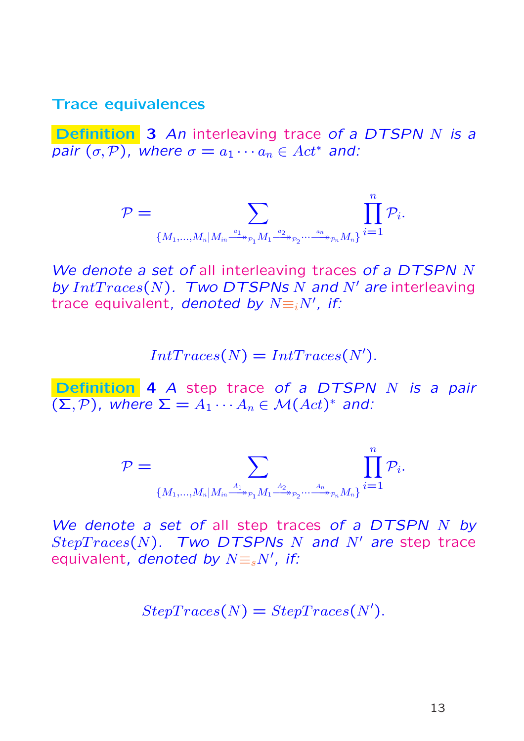## Trace equivalences

**Definition 3** *An interleaving trace of a DTSPN $N$ is a pair $(\sigma, \mathcal{P})$, where $\sigma = a_1 \cdots a_n \in Act^*$ and:*

$$\mathcal{P} = \sum_{\{M_1,\ldots,M_n | M_{in} \xrightarrow{a_1}\!\!\!\rightarrow_{\mathcal{P}_1} M_1 \xrightarrow{a_2}\!\!\!\rightarrow_{\mathcal{P}_2} \cdots \xrightarrow{a_n}\!\!\!\rightarrow_{\mathcal{P}_n} M_n\}} \prod_{i=1}^{n} \mathcal{P}_i.$$

*We denote a set of all interleaving traces of a DTSPN $N$ by $IntTraces(N)$. Two DTSPNs $N$ and $N'$ are interleaving trace equivalent, denoted by $N \equiv_i N'$, if:*

$$IntTraces(N) = IntTraces(N').$$

**Definition 4** *A step trace of a DTSPN $N$ is a pair $(\Sigma, \mathcal{P})$, where $\Sigma = A_1 \cdots A_n \in \mathcal{M}(Act)^*$ and:*

$$\mathcal{P} = \sum_{\{M_1,\ldots,M_n | M_{in} \xrightarrow{A_1}\!\!\!\rightarrow_{\mathcal{P}_1} M_1 \xrightarrow{A_2}\!\!\!\rightarrow_{\mathcal{P}_2} \cdots \xrightarrow{A_n}\!\!\!\rightarrow_{\mathcal{P}_n} M_n\}} \prod_{i=1}^{n} \mathcal{P}_i.$$

*We denote a set of all step traces of a DTSPN $N$ by $StepTraces(N)$. Two DTSPNs $N$ and $N'$ are step trace equivalent, denoted by $N \equiv_s N'$, if:*

$$StepTraces(N) = StepTraces(N').$$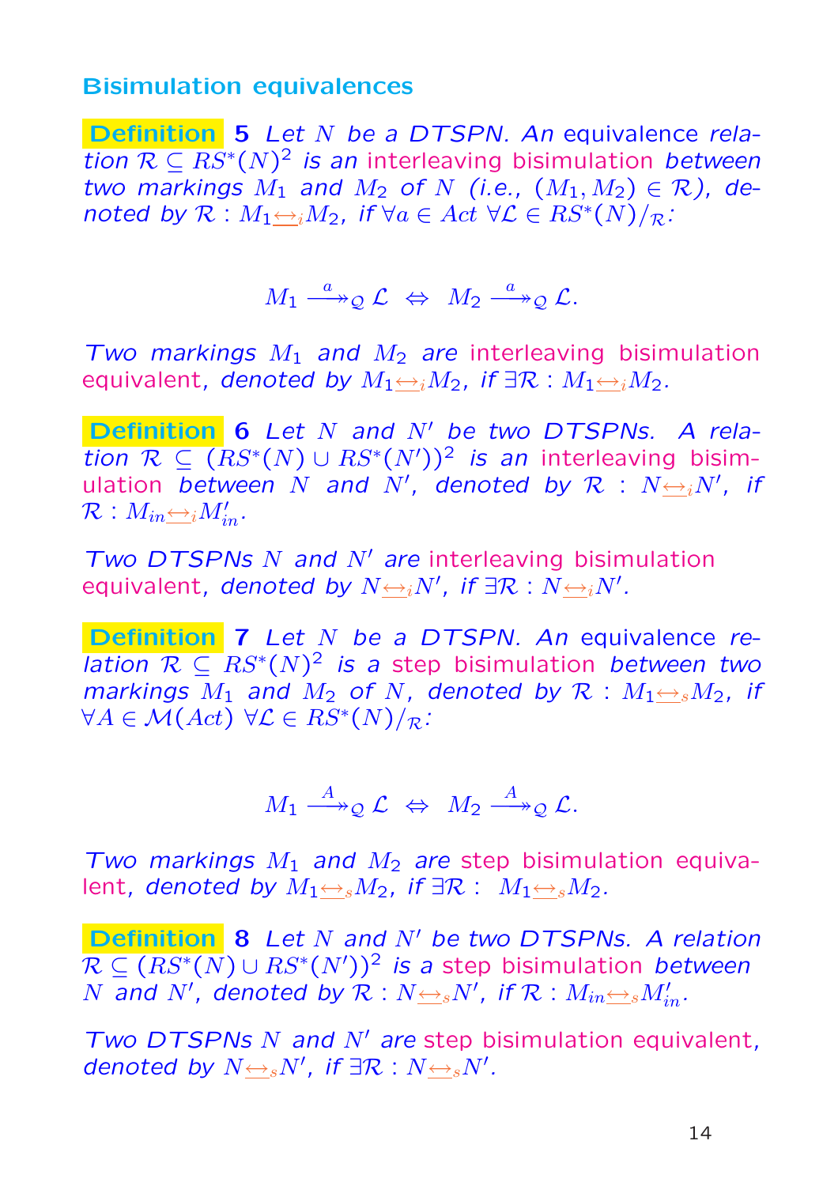## Bisimulation equivalences

**Definition 5** *Let $N$ be a DTSPN. An* equivalence *relation $\mathcal{R} \subseteq RS^*(N)^2$ is an* interleaving bisimulation *between two markings $M_1$ and $M_2$ of $N$ (i.e., $(M_1, M_2) \in \mathcal{R}$), denoted by $\mathcal{R} : M_1 \underline{\leftrightarrow}_i M_2$, if $\forall a \in Act\ \forall \mathcal{L} \in RS^*(N)/_{\mathcal{R}}$:*

$$M_1 \xrightarrow{a}\!\!\!\!\rightarrow_{\mathcal{Q}} \mathcal{L} \;\Leftrightarrow\; M_2 \xrightarrow{a}\!\!\!\!\rightarrow_{\mathcal{Q}} \mathcal{L}.$$

*Two markings $M_1$ and $M_2$ are* interleaving bisimulation equivalent, *denoted by $M_1 \underline{\leftrightarrow}_i M_2$, if $\exists \mathcal{R} : M_1 \underline{\leftrightarrow}_i M_2$.*

**Definition 6** *Let $N$ and $N'$ be two DTSPNs. A relation $\mathcal{R} \subseteq (RS^*(N) \cup RS^*(N'))^2$ is an* interleaving bisimulation *between $N$ and $N'$, denoted by $\mathcal{R} : N \underline{\leftrightarrow}_i N'$, if $\mathcal{R} : M_{in} \underline{\leftrightarrow}_i M'_{in}$.*

*Two DTSPNs $N$ and $N'$ are* interleaving bisimulation equivalent, *denoted by $N \underline{\leftrightarrow}_i N'$, if $\exists \mathcal{R} : N \underline{\leftrightarrow}_i N'$.*

**Definition 7** *Let $N$ be a DTSPN. An* equivalence *relation $\mathcal{R} \subseteq RS^*(N)^2$ is a* step bisimulation *between two markings $M_1$ and $M_2$ of $N$, denoted by $\mathcal{R} : M_1 \underline{\leftrightarrow}_s M_2$, if $\forall A \in \mathcal{M}(Act)\ \forall \mathcal{L} \in RS^*(N)/_{\mathcal{R}}$:*

$$M_1 \xrightarrow{A}\!\!\!\!\rightarrow_{\mathcal{Q}} \mathcal{L} \;\Leftrightarrow\; M_2 \xrightarrow{A}\!\!\!\!\rightarrow_{\mathcal{Q}} \mathcal{L}.$$

*Two markings $M_1$ and $M_2$ are* step bisimulation equivalent, *denoted by $M_1 \underline{\leftrightarrow}_s M_2$, if $\exists \mathcal{R} : M_1 \underline{\leftrightarrow}_s M_2$.*

**Definition 8** *Let $N$ and $N'$ be two DTSPNs. A relation $\mathcal{R} \subseteq (RS^*(N) \cup RS^*(N'))^2$ is a* step bisimulation *between $N$ and $N'$, denoted by $\mathcal{R} : N \underline{\leftrightarrow}_s N'$, if $\mathcal{R} : M_{in} \underline{\leftrightarrow}_s M'_{in}$.*

*Two DTSPNs $N$ and $N'$ are* step bisimulation equivalent, *denoted by $N \underline{\leftrightarrow}_s N'$, if $\exists \mathcal{R} : N \underline{\leftrightarrow}_s N'$.*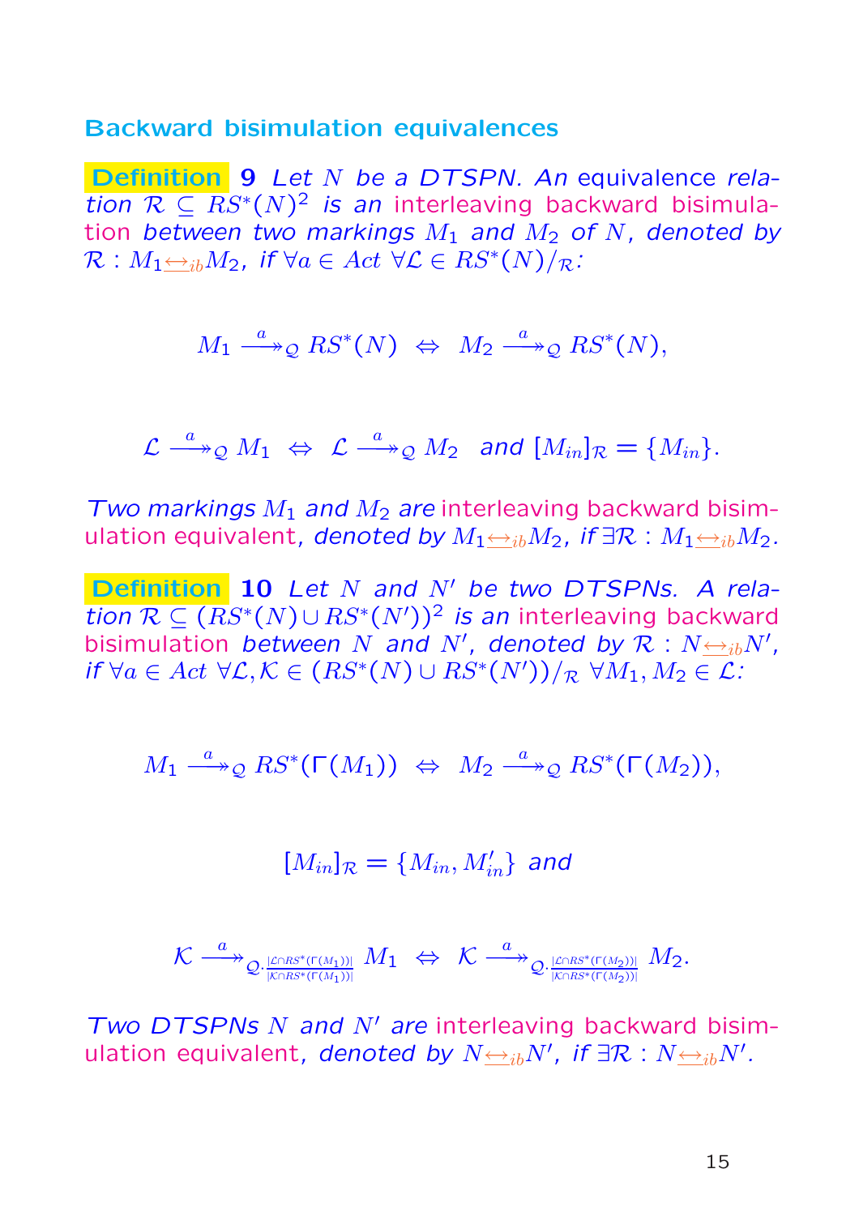## Backward bisimulation equivalences

**Definition 9** *Let $N$ be a DTSPN. An* equivalence *relation $\mathcal{R} \subseteq RS^*(N)^2$ is an* interleaving backward bisimulation *between two markings $M_1$ and $M_2$ of $N$, denoted by $\mathcal{R} : M_1 \underline{\leftrightarrow}_{ib} M_2$, if $\forall a \in Act\ \forall \mathcal{L} \in RS^*(N)/_{\mathcal{R}}$:*

$$M_1 \xrightarrow{a}\!\!\!\!\rightarrow_{\mathcal{Q}} RS^*(N) \ \Leftrightarrow\ M_2 \xrightarrow{a}\!\!\!\!\rightarrow_{\mathcal{Q}} RS^*(N),$$

$$\mathcal{L} \xrightarrow{a}\!\!\!\!\rightarrow_{\mathcal{Q}} M_1 \ \Leftrightarrow\ \mathcal{L} \xrightarrow{a}\!\!\!\!\rightarrow_{\mathcal{Q}} M_2 \ \text{ and } [M_{in}]_{\mathcal{R}} = \{M_{in}\}.$$

*Two markings $M_1$ and $M_2$ are* interleaving backward bisimulation equivalent*, denoted by $M_1 \underline{\leftrightarrow}_{ib} M_2$, if $\exists \mathcal{R} : M_1 \underline{\leftrightarrow}_{ib} M_2$.*

**Definition 10** *Let $N$ and $N'$ be two DTSPNs. A relation $\mathcal{R} \subseteq (RS^*(N) \cup RS^*(N'))^2$ is an* interleaving backward bisimulation *between $N$ and $N'$, denoted by $\mathcal{R} : N \underline{\leftrightarrow}_{ib} N'$, if $\forall a \in Act\ \forall \mathcal{L}, \mathcal{K} \in (RS^*(N) \cup RS^*(N'))/_{\mathcal{R}}\ \forall M_1, M_2 \in \mathcal{L}$:*

$$M_1 \xrightarrow{a}\!\!\!\!\rightarrow_{\mathcal{Q}} RS^*(\Gamma(M_1)) \ \Leftrightarrow\ M_2 \xrightarrow{a}\!\!\!\!\rightarrow_{\mathcal{Q}} RS^*(\Gamma(M_2)),$$

$$[M_{in}]_{\mathcal{R}} = \{M_{in}, M'_{in}\} \text{ and}$$

$$\mathcal{K} \xrightarrow{a}\!\!\!\!\rightarrow_{\mathcal{Q}\cdot\frac{|\mathcal{L}\cap RS^*(\Gamma(M_1))|}{|\mathcal{K}\cap RS^*(\Gamma(M_1))|}} M_1 \ \Leftrightarrow\ \mathcal{K} \xrightarrow{a}\!\!\!\!\rightarrow_{\mathcal{Q}\cdot\frac{|\mathcal{L}\cap RS^*(\Gamma(M_2))|}{|\mathcal{K}\cap RS^*(\Gamma(M_2))|}} M_2.$$

*Two DTSPNs $N$ and $N'$ are* interleaving backward bisimulation equivalent*, denoted by $N \underline{\leftrightarrow}_{ib} N'$, if $\exists \mathcal{R} : N \underline{\leftrightarrow}_{ib} N'$.*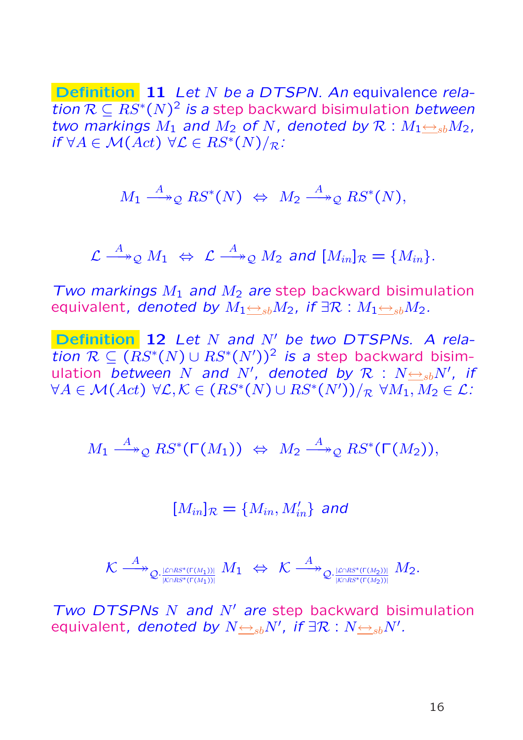**Definition 11** *Let $N$ be a DTSPN. An* equivalence *relation $\mathcal{R} \subseteq RS^*(N)^2$ is a* step backward bisimulation *between two markings $M_1$ and $M_2$ of $N$, denoted by $\mathcal{R} : M_1 \underline{\leftrightarrow}_{sb} M_2$, if $\forall A \in \mathcal{M}(Act)\ \forall \mathcal{L} \in RS^*(N)/_{\mathcal{R}}$:*

$$M_1 \xrightarrow{A}\!\!\!\!\rightarrow_{\mathcal{Q}} RS^*(N) \ \Leftrightarrow\ M_2 \xrightarrow{A}\!\!\!\!\rightarrow_{\mathcal{Q}} RS^*(N),$$

$$\mathcal{L} \xrightarrow{A}\!\!\!\!\rightarrow_{\mathcal{Q}} M_1 \ \Leftrightarrow\ \mathcal{L} \xrightarrow{A}\!\!\!\!\rightarrow_{\mathcal{Q}} M_2 \text{ and } [M_{in}]_{\mathcal{R}} = \{M_{in}\}.$$

*Two markings $M_1$ and $M_2$ are* step backward bisimulation equivalent, *denoted by $M_1 \underline{\leftrightarrow}_{sb} M_2$, if $\exists \mathcal{R} : M_1 \underline{\leftrightarrow}_{sb} M_2$.*

**Definition 12** *Let $N$ and $N'$ be two DTSPNs. A relation $\mathcal{R} \subseteq (RS^*(N) \cup RS^*(N'))^2$ is a* step backward bisimulation *between $N$ and $N'$, denoted by $\mathcal{R} : N \underline{\leftrightarrow}_{sb} N'$, if $\forall A \in \mathcal{M}(Act)\ \forall \mathcal{L}, \mathcal{K} \in (RS^*(N) \cup RS^*(N'))/_{\mathcal{R}}\ \forall M_1, M_2 \in \mathcal{L}$:*

$$M_1 \xrightarrow{A}\!\!\!\!\rightarrow_{\mathcal{Q}} RS^*(\Gamma(M_1)) \ \Leftrightarrow\ M_2 \xrightarrow{A}\!\!\!\!\rightarrow_{\mathcal{Q}} RS^*(\Gamma(M_2)),$$

$$[M_{in}]_{\mathcal{R}} = \{M_{in}, M'_{in}\} \text{ and}$$

$$\mathcal{K} \xrightarrow{A}\!\!\!\!\rightarrow_{\mathcal{Q}\cdot\frac{|\mathcal{L} \cap RS^*(\Gamma(M_1))|}{|\mathcal{K} \cap RS^*(\Gamma(M_1))|}} M_1 \ \Leftrightarrow\ \mathcal{K} \xrightarrow{A}\!\!\!\!\rightarrow_{\mathcal{Q}\cdot\frac{|\mathcal{L} \cap RS^*(\Gamma(M_2))|}{|\mathcal{K} \cap RS^*(\Gamma(M_2))|}} M_2.$$

*Two DTSPNs $N$ and $N'$ are* step backward bisimulation equivalent, *denoted by $N \underline{\leftrightarrow}_{sb} N'$, if $\exists \mathcal{R} : N \underline{\leftrightarrow}_{sb} N'$.*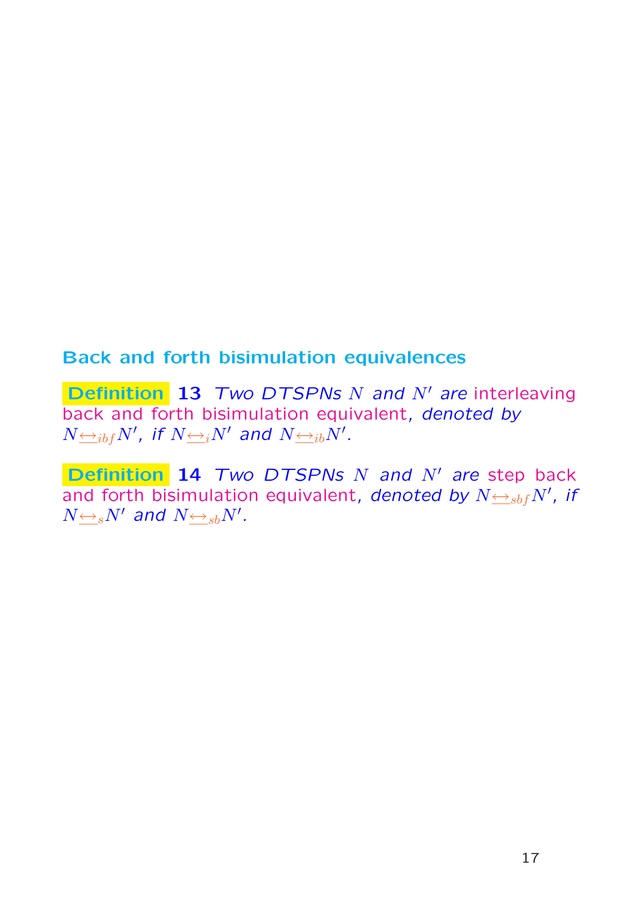### Back and forth bisimulation equivalences

**Definition 13** *Two DTSPNs $N$ and $N'$ are* interleaving back and forth bisimulation equivalent, *denoted by $N \underline{\leftrightarrow}_{ibf} N'$, if $N \underline{\leftrightarrow}_{i} N'$ and $N \underline{\leftrightarrow}_{ib} N'$.*

**Definition 14** *Two DTSPNs $N$ and $N'$ are* step back and forth bisimulation equivalent, *denoted by $N \underline{\leftrightarrow}_{sbf} N'$, if $N \underline{\leftrightarrow}_{s} N'$ and $N \underline{\leftrightarrow}_{sb} N'$.*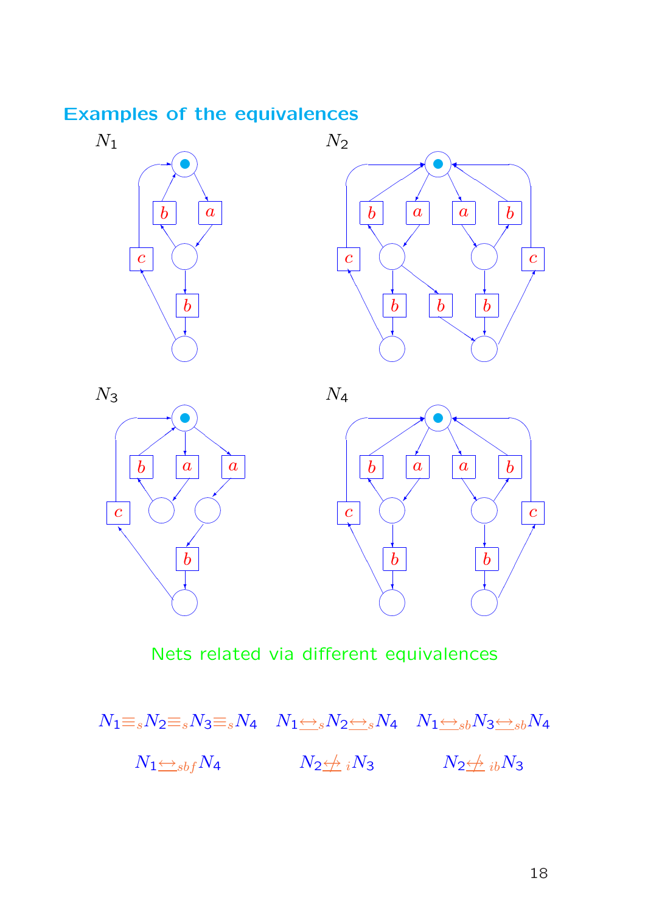## Examples of the equivalences

$N_1$

$N_2$

$N_3$

$N_4$

Nets related via different equivalences

$N_1 \equiv_s N_2 \equiv_s N_3 \equiv_s N_4$ $\quad N_1 \underline{\leftrightarrow}_s N_2 \underline{\leftrightarrow}_s N_4$ $\quad N_1 \underline{\leftrightarrow}_{sb} N_3 \underline{\leftrightarrow}_{sb} N_4$

$N_1 \underline{\leftrightarrow}_{sbf} N_4$ $\quad N_2 \underline{\not\leftrightarrow}_i N_3$ $\quad N_2 \underline{\not\leftrightarrow}_{ib} N_3$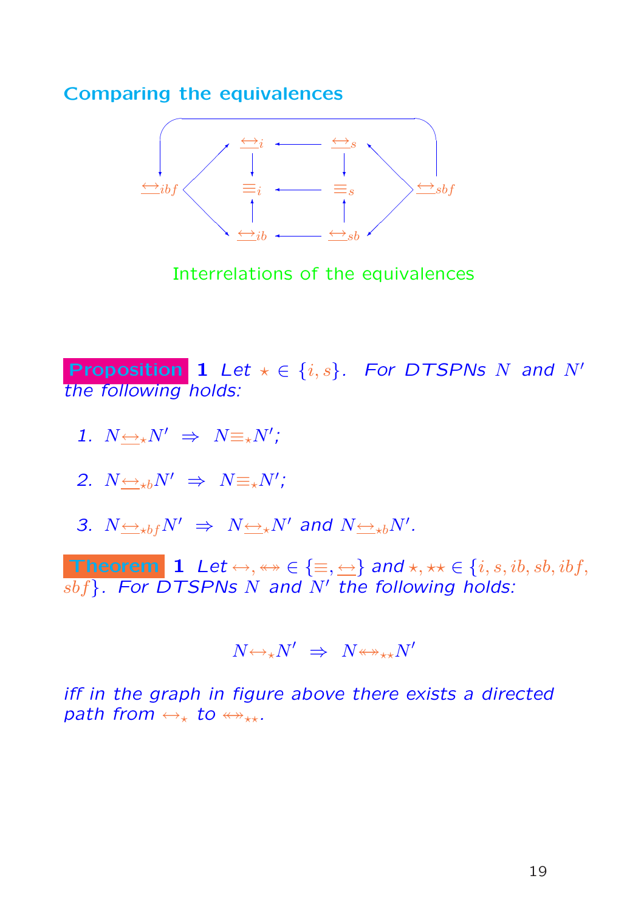## Comparing the equivalences

$\underline{\leftrightarrow}_{ibf}$

$\underline{\leftrightarrow}_i$ $\equiv_i$ $\underline{\leftrightarrow}_{ib}$

$\underline{\leftrightarrow}_s$ $\equiv_s$ $\underline{\leftrightarrow}_{sb}$

$\underline{\leftrightarrow}_{sbf}$

Interrelations of the equivalences

**Proposition 1** *Let $\star \in \{i, s\}$. For DTSPNs $N$ and $N'$ the following holds:*

1. $N \underline{\leftrightarrow}_\star N' \;\Rightarrow\; N \equiv_\star N'$;
2. $N \underline{\leftrightarrow}_{\star b} N' \;\Rightarrow\; N \equiv_\star N'$;
3. $N \underline{\leftrightarrow}_{\star bf} N' \;\Rightarrow\; N \underline{\leftrightarrow}_\star N'$ and $N \underline{\leftrightarrow}_{\star b} N'$.

**Theorem 1** *Let $\leftrightarrow, \twoheadleftarrow\!\!\twoheadrightarrow \in \{\equiv, \underline{\leftrightarrow}\}$ and $\star, \star\star \in \{i, s, ib, sb, ibf, sbf\}$. For DTSPNs $N$ and $N'$ the following holds:*

$$N \leftrightarrow_\star N' \;\Rightarrow\; N \twoheadleftarrow\!\!\twoheadrightarrow_{\star\star} N'$$

*iff in the graph in figure above there exists a directed path from $\leftrightarrow_\star$ to $\twoheadleftarrow\!\!\twoheadrightarrow_{\star\star}$.*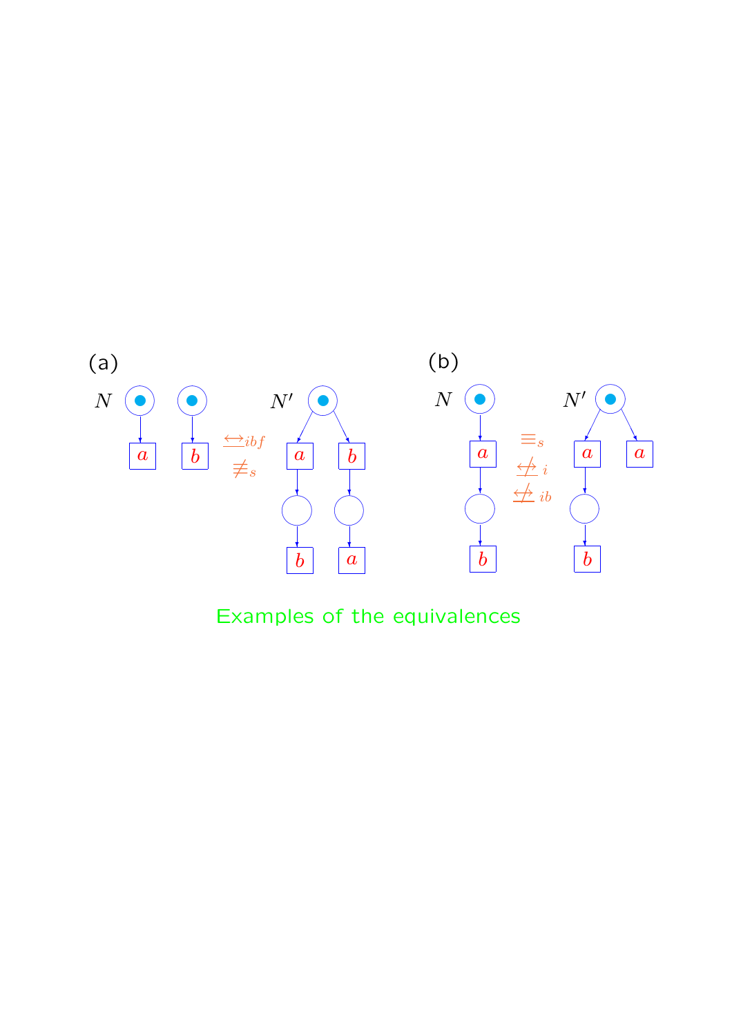(a)

$N$

$a$ $b$

$\underline{\leftrightarrow}_{ibf}$

$\not\equiv_s$

$N'$

$a$ $b$

$b$ $a$

(b)

$N$

$a$

$b$

$\equiv_s$

$\underline{\not\leftrightarrow}_i$

$\underline{\not\leftrightarrow}_{ib}$

$N'$

$a$ $a$

$b$

Examples of the equivalences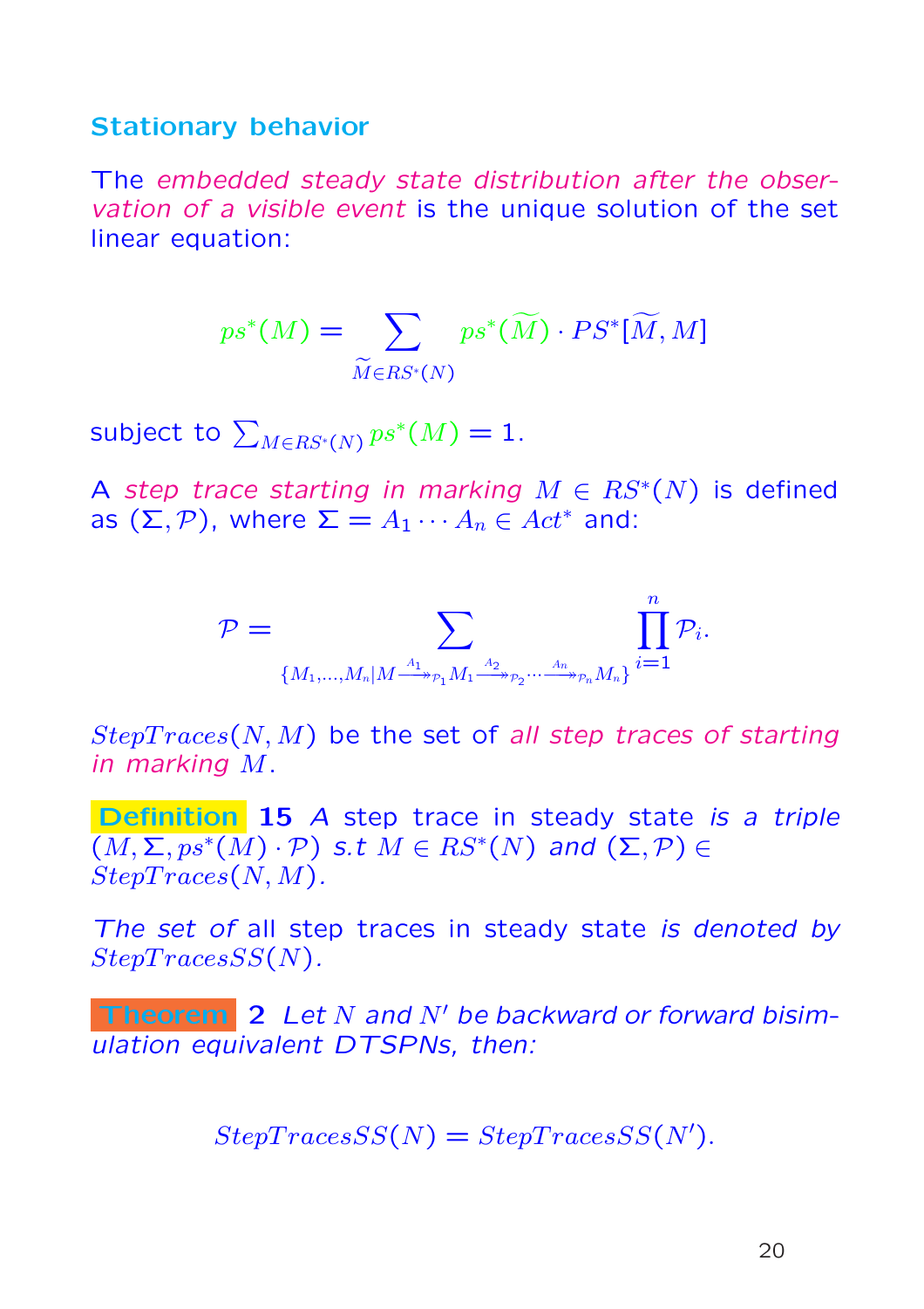## Stationary behavior

The *embedded steady state distribution after the observation of a visible event* is the unique solution of the set linear equation:

$$ps^*(M) = \sum_{\widetilde{M} \in RS^*(N)} ps^*(\widetilde{M}) \cdot PS^*[\widetilde{M}, M]$$

subject to $\sum_{M \in RS^*(N)} ps^*(M) = 1$.

A *step trace starting in marking* $M \in RS^*(N)$ is defined as $(\Sigma, \mathcal{P})$, where $\Sigma = A_1 \cdots A_n \in Act^*$ and:

$$\mathcal{P} = \sum_{\{M_1,\ldots,M_n | M \xrightarrow{A_1}\!\!\!\!\rightarrow_{\mathcal{P}_1} M_1 \xrightarrow{A_2}\!\!\!\!\rightarrow_{\mathcal{P}_2} \cdots \xrightarrow{A_n}\!\!\!\!\rightarrow_{\mathcal{P}_n} M_n\}} \prod_{i=1}^{n} \mathcal{P}_i.$$

$StepTraces(N, M)$ be the set of *all step traces of starting in marking* $M$.

**Definition 15** *A* step trace in steady state *is a triple* $(M, \Sigma, ps^*(M) \cdot \mathcal{P})$ *s.t* $M \in RS^*(N)$ *and* $(\Sigma, \mathcal{P}) \in StepTraces(N, M)$.

*The set of* all step traces in steady state *is denoted by* $StepTracesSS(N)$.

**Theorem 2** *Let* $N$ *and* $N'$ *be backward or forward bisimulation equivalent DTSPNs, then:*

$$StepTracesSS(N) = StepTracesSS(N').$$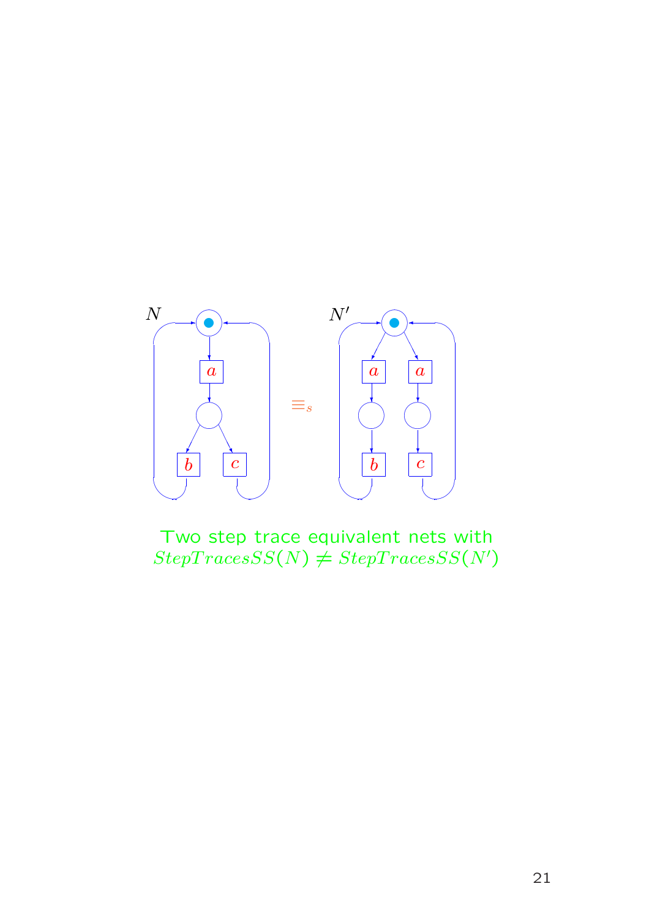$N$

$\equiv_s$

$N'$

Two step trace equivalent nets with
$StepTracesSS(N) \neq StepTracesSS(N')$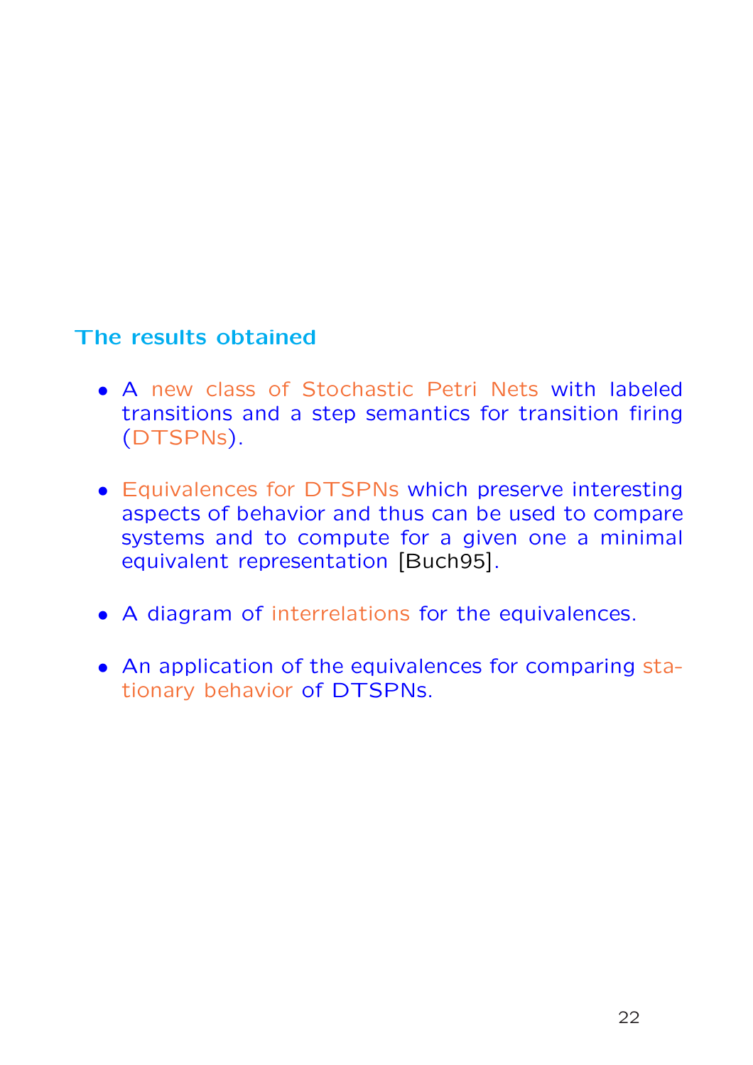## The results obtained

- A new class of Stochastic Petri Nets with labeled transitions and a step semantics for transition firing (DTSPNs).

- Equivalences for DTSPNs which preserve interesting aspects of behavior and thus can be used to compare systems and to compute for a given one a minimal equivalent representation [Buch95].

- A diagram of interrelations for the equivalences.

- An application of the equivalences for comparing stationary behavior of DTSPNs.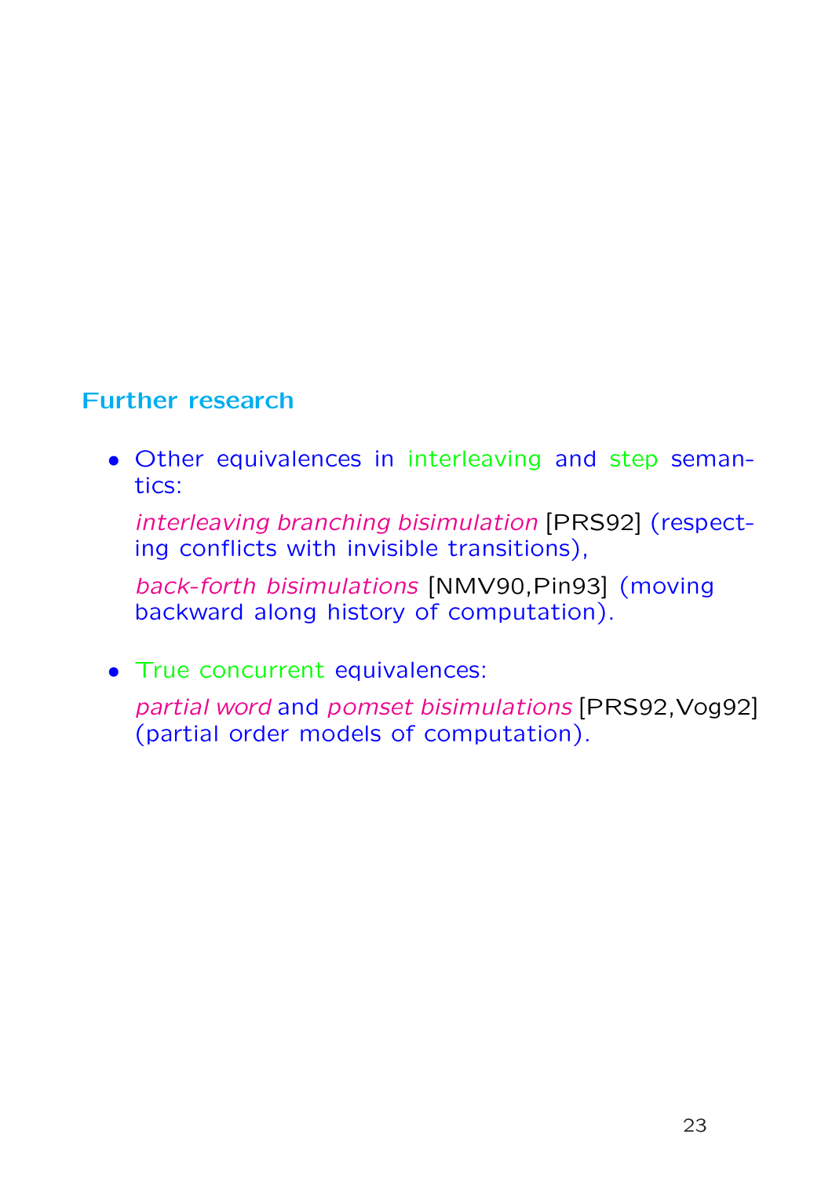## Further research

- Other equivalences in interleaving and step semantics:

  *interleaving branching bisimulation* [PRS92] (respecting conflicts with invisible transitions),

  *back-forth bisimulations* [NMV90,Pin93] (moving backward along history of computation).

- True concurrent equivalences:

  *partial word* and *pomset bisimulations* [PRS92,Vog92] (partial order models of computation).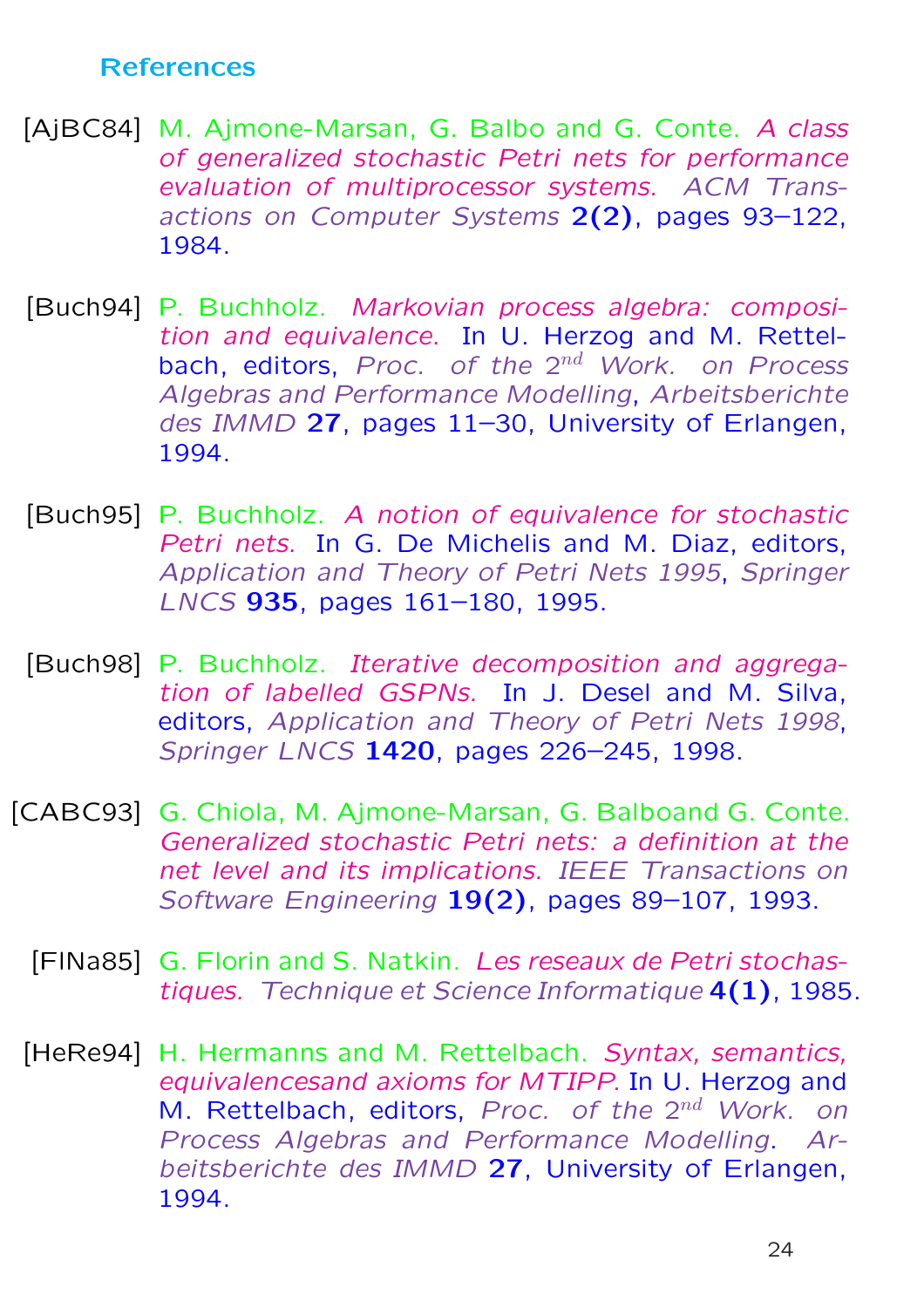### References

[AjBC84] M. Ajmone-Marsan, G. Balbo and G. Conte. *A class of generalized stochastic Petri nets for performance evaluation of multiprocessor systems. ACM Transactions on Computer Systems* **2(2)**, pages 93–122, 1984.

[Buch94] P. Buchholz. *Markovian process algebra: composition and equivalence.* In U. Herzog and M. Rettelbach, editors, *Proc. of the $2^{nd}$ Work. on Process Algebras and Performance Modelling*, *Arbeitsberichte des IMMD* **27**, pages 11–30, University of Erlangen, 1994.

[Buch95] P. Buchholz. *A notion of equivalence for stochastic Petri nets.* In G. De Michelis and M. Diaz, editors, *Application and Theory of Petri Nets 1995*, *Springer LNCS* **935**, pages 161–180, 1995.

[Buch98] P. Buchholz. *Iterative decomposition and aggregation of labelled GSPNs.* In J. Desel and M. Silva, editors, *Application and Theory of Petri Nets 1998*, *Springer LNCS* **1420**, pages 226–245, 1998.

[CABC93] G. Chiola, M. Ajmone-Marsan, G. Balboand G. Conte. *Generalized stochastic Petri nets: a definition at the net level and its implications. IEEE Transactions on Software Engineering* **19(2)**, pages 89–107, 1993.

[FlNa85] G. Florin and S. Natkin. *Les reseaux de Petri stochastiques. Technique et Science Informatique* **4(1)**, 1985.

[HeRe94] H. Hermanns and M. Rettelbach. *Syntax, semantics, equivalencesand axioms for MTIPP.* In U. Herzog and M. Rettelbach, editors, *Proc. of the $2^{nd}$ Work. on Process Algebras and Performance Modelling. Arbeitsberichte des IMMD* **27**, University of Erlangen, 1994.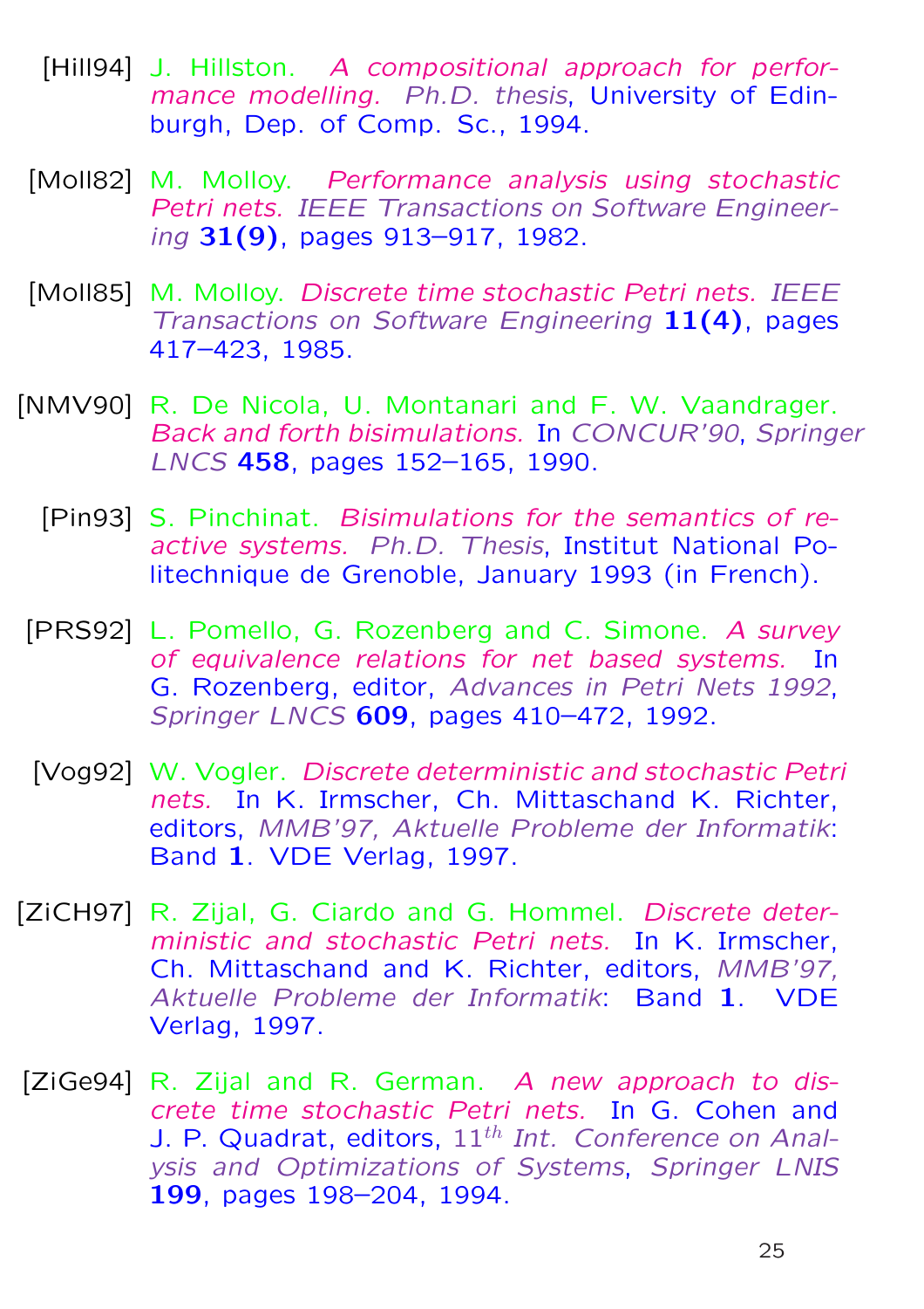[Hill94] J. Hillston. *A compositional approach for performance modelling. Ph.D. thesis*, University of Edinburgh, Dep. of Comp. Sc., 1994.

[Moll82] M. Molloy. *Performance analysis using stochastic Petri nets. IEEE Transactions on Software Engineering* **31(9)**, pages 913–917, 1982.

[Moll85] M. Molloy. *Discrete time stochastic Petri nets. IEEE Transactions on Software Engineering* **11(4)**, pages 417–423, 1985.

[NMV90] R. De Nicola, U. Montanari and F. W. Vaandrager. *Back and forth bisimulations.* In *CONCUR'90*, *Springer LNCS* **458**, pages 152–165, 1990.

[Pin93] S. Pinchinat. *Bisimulations for the semantics of reactive systems. Ph.D. Thesis*, Institut National Politechnique de Grenoble, January 1993 (in French).

[PRS92] L. Pomello, G. Rozenberg and C. Simone. *A survey of equivalence relations for net based systems.* In G. Rozenberg, editor, *Advances in Petri Nets 1992*, *Springer LNCS* **609**, pages 410–472, 1992.

[Vog92] W. Vogler. *Discrete deterministic and stochastic Petri nets.* In K. Irmscher, Ch. Mittaschand K. Richter, editors, *MMB'97, Aktuelle Probleme der Informatik*: Band **1**. VDE Verlag, 1997.

[ZiCH97] R. Zijal, G. Ciardo and G. Hommel. *Discrete deterministic and stochastic Petri nets.* In K. Irmscher, Ch. Mittaschand and K. Richter, editors, *MMB'97, Aktuelle Probleme der Informatik*: Band **1**. VDE Verlag, 1997.

[ZiGe94] R. Zijal and R. German. *A new approach to discrete time stochastic Petri nets.* In G. Cohen and J. P. Quadrat, editors, $11^{th}$ *Int. Conference on Analysis and Optimizations of Systems*, *Springer LNIS* **199**, pages 198–204, 1994.